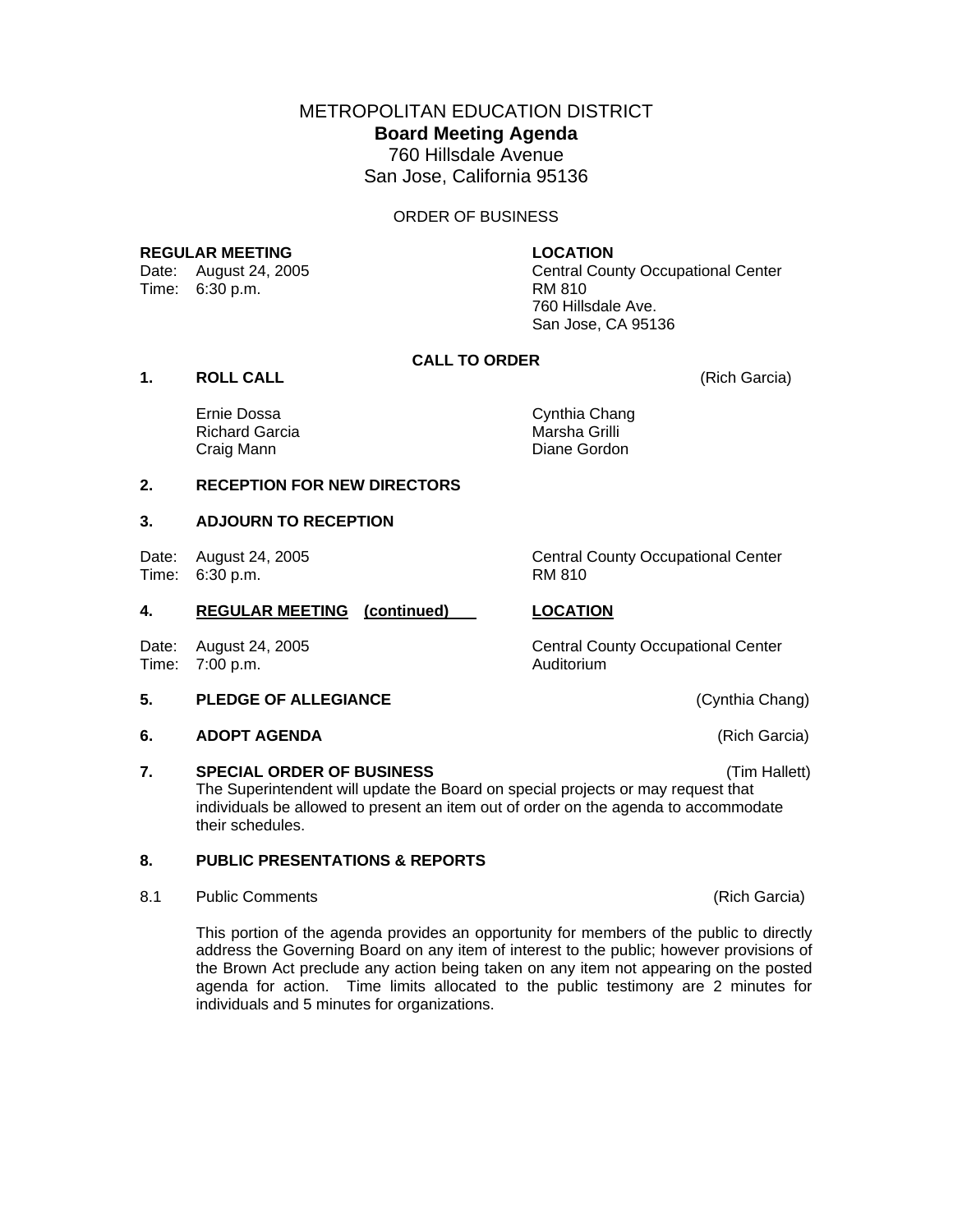# METROPOLITAN EDUCATION DISTRICT

## Board Meeting Agenda

760 Hillsdale Avenue
San Jose, California 95136

ORDER OF BUSINESS

**REGULAR MEETING**
Date: August 24, 2005
Time: 6:30 p.m.

**LOCATION**
Central County Occupational Center
RM 810
760 Hillsdale Ave.
San Jose, CA 95136

**CALL TO ORDER**

**1. ROLL CALL** (Rich Garcia)

Ernie Dossa
Richard Garcia
Craig Mann
Cynthia Chang
Marsha Grilli
Diane Gordon

**2. RECEPTION FOR NEW DIRECTORS**

**3. ADJOURN TO RECEPTION**

Date: August 24, 2005
Time: 6:30 p.m.

Central County Occupational Center
RM 810

**4. REGULAR MEETING (continued)** — **LOCATION**

Date: August 24, 2005
Time: 7:00 p.m.

Central County Occupational Center
Auditorium

**5. PLEDGE OF ALLEGIANCE** (Cynthia Chang)

**6. ADOPT AGENDA** (Rich Garcia)

**7. SPECIAL ORDER OF BUSINESS** (Tim Hallett)
The Superintendent will update the Board on special projects or may request that individuals be allowed to present an item out of order on the agenda to accommodate their schedules.

**8. PUBLIC PRESENTATIONS & REPORTS**

8.1 Public Comments (Rich Garcia)

This portion of the agenda provides an opportunity for members of the public to directly address the Governing Board on any item of interest to the public; however provisions of the Brown Act preclude any action being taken on any item not appearing on the posted agenda for action. Time limits allocated to the public testimony are 2 minutes for individuals and 5 minutes for organizations.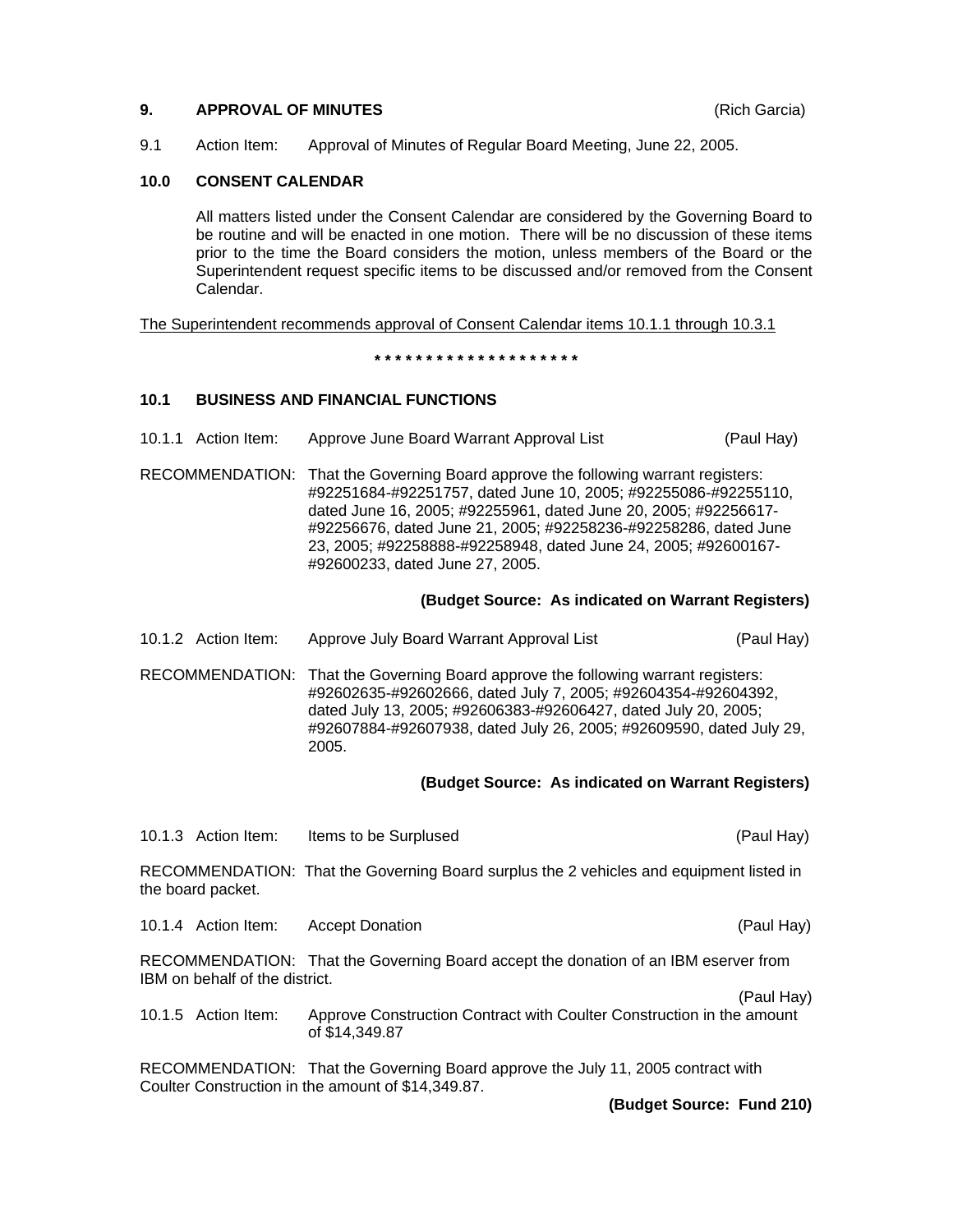**9. APPROVAL OF MINUTES** (Rich Garcia)

9.1 Action Item: Approval of Minutes of Regular Board Meeting, June 22, 2005.

**10.0 CONSENT CALENDAR**

All matters listed under the Consent Calendar are considered by the Governing Board to be routine and will be enacted in one motion. There will be no discussion of these items prior to the time the Board considers the motion, unless members of the Board or the Superintendent request specific items to be discussed and/or removed from the Consent Calendar.

<u>The Superintendent recommends approval of Consent Calendar items 10.1.1 through 10.3.1</u>

**\* \* \* \* \* \* \* \* \* \* \* \* \* \* \* \* \* \* \* \***

**10.1 BUSINESS AND FINANCIAL FUNCTIONS**

10.1.1 Action Item: Approve June Board Warrant Approval List (Paul Hay)

RECOMMENDATION: That the Governing Board approve the following warrant registers: #92251684-#92251757, dated June 10, 2005; #92255086-#92255110, dated June 16, 2005; #92255961, dated June 20, 2005; #92256617-#92256676, dated June 21, 2005; #92258236-#92258286, dated June 23, 2005; #92258888-#92258948, dated June 24, 2005; #92600167-#92600233, dated June 27, 2005.

**(Budget Source: As indicated on Warrant Registers)**

10.1.2 Action Item: Approve July Board Warrant Approval List (Paul Hay)

RECOMMENDATION: That the Governing Board approve the following warrant registers: #92602635-#92602666, dated July 7, 2005; #92604354-#92604392, dated July 13, 2005; #92606383-#92606427, dated July 20, 2005; #92607884-#92607938, dated July 26, 2005; #92609590, dated July 29, 2005.

**(Budget Source: As indicated on Warrant Registers)**

10.1.3 Action Item: Items to be Surplused (Paul Hay)

RECOMMENDATION: That the Governing Board surplus the 2 vehicles and equipment listed in the board packet.

10.1.4 Action Item: Accept Donation (Paul Hay)

RECOMMENDATION: That the Governing Board accept the donation of an IBM eserver from IBM on behalf of the district.

10.1.5 Action Item: Approve Construction Contract with Coulter Construction in the amount of $14,349.87 (Paul Hay)

RECOMMENDATION: That the Governing Board approve the July 11, 2005 contract with Coulter Construction in the amount of $14,349.87.

**(Budget Source: Fund 210)**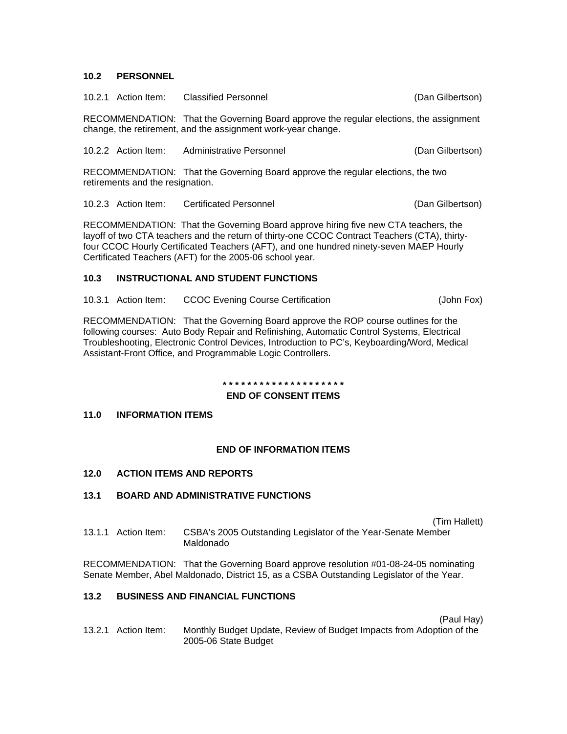### 10.2 PERSONNEL

10.2.1 Action Item: Classified Personnel (Dan Gilbertson)

RECOMMENDATION: That the Governing Board approve the regular elections, the assignment change, the retirement, and the assignment work-year change.

10.2.2 Action Item: Administrative Personnel (Dan Gilbertson)

RECOMMENDATION: That the Governing Board approve the regular elections, the two retirements and the resignation.

10.2.3 Action Item: Certificated Personnel (Dan Gilbertson)

RECOMMENDATION: That the Governing Board approve hiring five new CTA teachers, the layoff of two CTA teachers and the return of thirty-one CCOC Contract Teachers (CTA), thirty-four CCOC Hourly Certificated Teachers (AFT), and one hundred ninety-seven MAEP Hourly Certificated Teachers (AFT) for the 2005-06 school year.

### 10.3 INSTRUCTIONAL AND STUDENT FUNCTIONS

10.3.1 Action Item: CCOC Evening Course Certification (John Fox)

RECOMMENDATION: That the Governing Board approve the ROP course outlines for the following courses: Auto Body Repair and Refinishing, Automatic Control Systems, Electrical Troubleshooting, Electronic Control Devices, Introduction to PC's, Keyboarding/Word, Medical Assistant-Front Office, and Programmable Logic Controllers.

* * * * * * * * * * * * * * * * * * * *

**END OF CONSENT ITEMS**

### 11.0 INFORMATION ITEMS

**END OF INFORMATION ITEMS**

### 12.0 ACTION ITEMS AND REPORTS

### 13.1 BOARD AND ADMINISTRATIVE FUNCTIONS

(Tim Hallett)

13.1.1 Action Item: CSBA's 2005 Outstanding Legislator of the Year-Senate Member Maldonado

RECOMMENDATION: That the Governing Board approve resolution #01-08-24-05 nominating Senate Member, Abel Maldonado, District 15, as a CSBA Outstanding Legislator of the Year.

### 13.2 BUSINESS AND FINANCIAL FUNCTIONS

(Paul Hay)

13.2.1 Action Item: Monthly Budget Update, Review of Budget Impacts from Adoption of the 2005-06 State Budget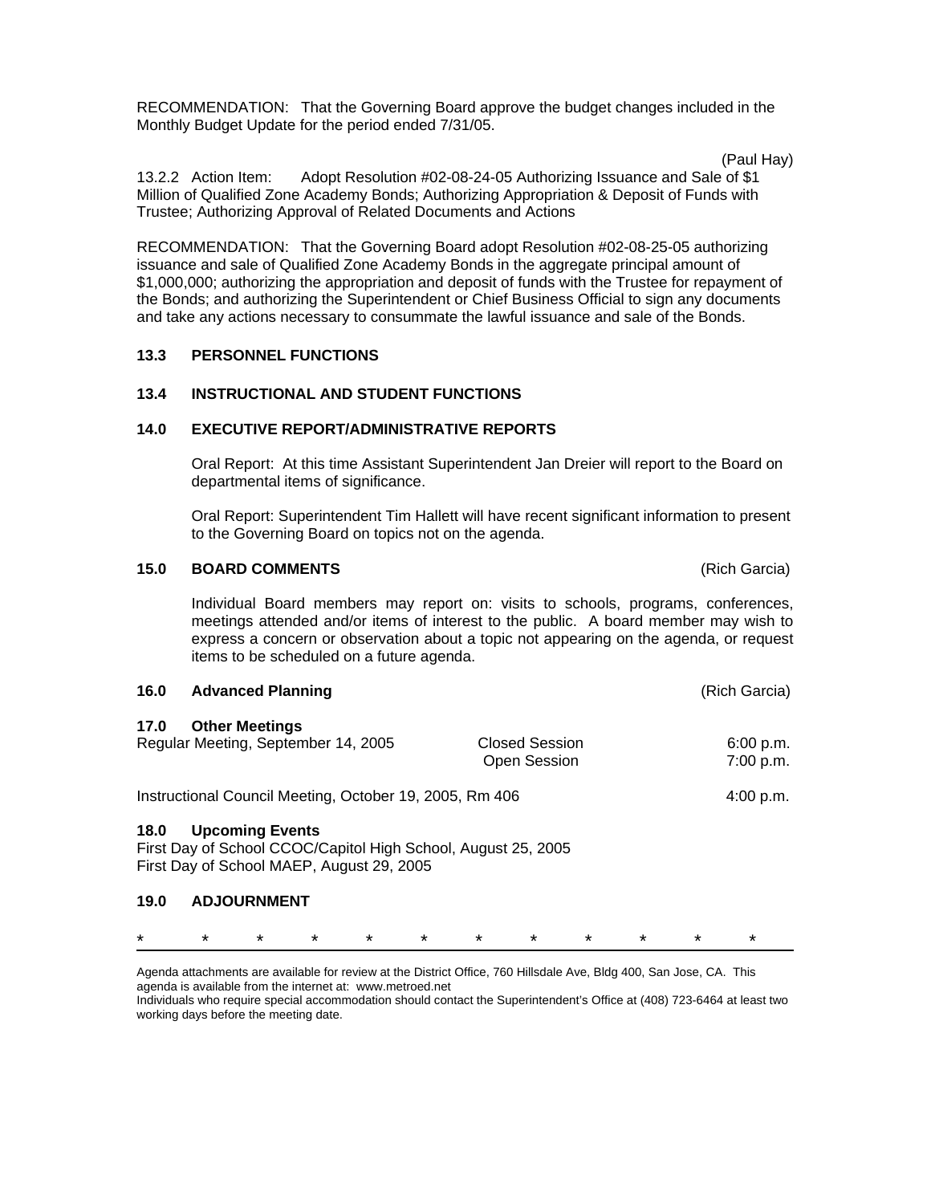RECOMMENDATION: That the Governing Board approve the budget changes included in the Monthly Budget Update for the period ended 7/31/05.

(Paul Hay)

13.2.2 Action Item: Adopt Resolution #02-08-24-05 Authorizing Issuance and Sale of $1 Million of Qualified Zone Academy Bonds; Authorizing Appropriation & Deposit of Funds with Trustee; Authorizing Approval of Related Documents and Actions

RECOMMENDATION: That the Governing Board adopt Resolution #02-08-25-05 authorizing issuance and sale of Qualified Zone Academy Bonds in the aggregate principal amount of $1,000,000; authorizing the appropriation and deposit of funds with the Trustee for repayment of the Bonds; and authorizing the Superintendent or Chief Business Official to sign any documents and take any actions necessary to consummate the lawful issuance and sale of the Bonds.

**13.3 PERSONNEL FUNCTIONS**

**13.4 INSTRUCTIONAL AND STUDENT FUNCTIONS**

**14.0 EXECUTIVE REPORT/ADMINISTRATIVE REPORTS**

Oral Report: At this time Assistant Superintendent Jan Dreier will report to the Board on departmental items of significance.

Oral Report: Superintendent Tim Hallett will have recent significant information to present to the Governing Board on topics not on the agenda.

**15.0 BOARD COMMENTS** (Rich Garcia)

Individual Board members may report on: visits to schools, programs, conferences, meetings attended and/or items of interest to the public. A board member may wish to express a concern or observation about a topic not appearing on the agenda, or request items to be scheduled on a future agenda.

**16.0 Advanced Planning** (Rich Garcia)

**17.0 Other Meetings**

Regular Meeting, September 14, 2005 — Closed Session 6:00 p.m.; Open Session 7:00 p.m.

Instructional Council Meeting, October 19, 2005, Rm 406 — 4:00 p.m.

**18.0 Upcoming Events**

First Day of School CCOC/Capitol High School, August 25, 2005
First Day of School MAEP, August 29, 2005

**19.0 ADJOURNMENT**

\* \* \* \* \* \* \* \* \* \* \* \*

---

Agenda attachments are available for review at the District Office, 760 Hillsdale Ave, Bldg 400, San Jose, CA. This agenda is available from the internet at: www.metroed.net

Individuals who require special accommodation should contact the Superintendent's Office at (408) 723-6464 at least two working days before the meeting date.